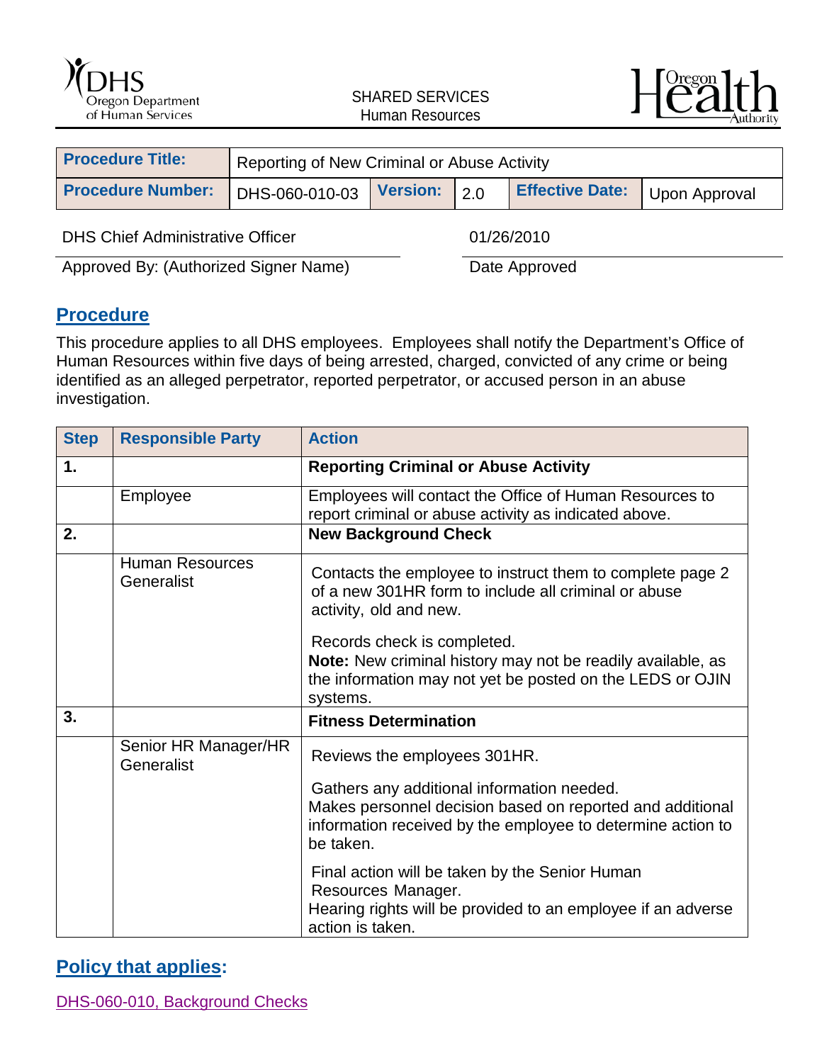SHARED SERVICES
Human Resources

| **Procedure Title:** | Reporting of New Criminal or Abuse Activity | | | | |
|---|---|---|---|---|---|
| **Procedure Number:** | DHS-060-010-03 | **Version:** | 2.0 | **Effective Date:** | Upon Approval |

| DHS Chief Administrative Officer | 01/26/2010 |
|---|---|
| Approved By: (Authorized Signer Name) | Date Approved |

## Procedure

This procedure applies to all DHS employees. Employees shall notify the Department's Office of Human Resources within five days of being arrested, charged, convicted of any crime or being identified as an alleged perpetrator, reported perpetrator, or accused person in an abuse investigation.

| Step | Responsible Party | Action |
|---|---|---|
| **1.** | | **Reporting Criminal or Abuse Activity** |
| | Employee | Employees will contact the Office of Human Resources to report criminal or abuse activity as indicated above. |
| **2.** | | **New Background Check** |
| | Human Resources Generalist | Contacts the employee to instruct them to complete page 2 of a new 301HR form to include all criminal or abuse activity, old and new.<br><br>Records check is completed.<br>**Note:** New criminal history may not be readily available, as the information may not yet be posted on the LEDS or OJIN systems. |
| **3.** | | **Fitness Determination** |
| | Senior HR Manager/HR Generalist | Reviews the employees 301HR.<br><br>Gathers any additional information needed.<br>Makes personnel decision based on reported and additional information received by the employee to determine action to be taken.<br><br>Final action will be taken by the Senior Human Resources Manager.<br>Hearing rights will be provided to an employee if an adverse action is taken. |

## Policy that applies:

DHS-060-010, Background Checks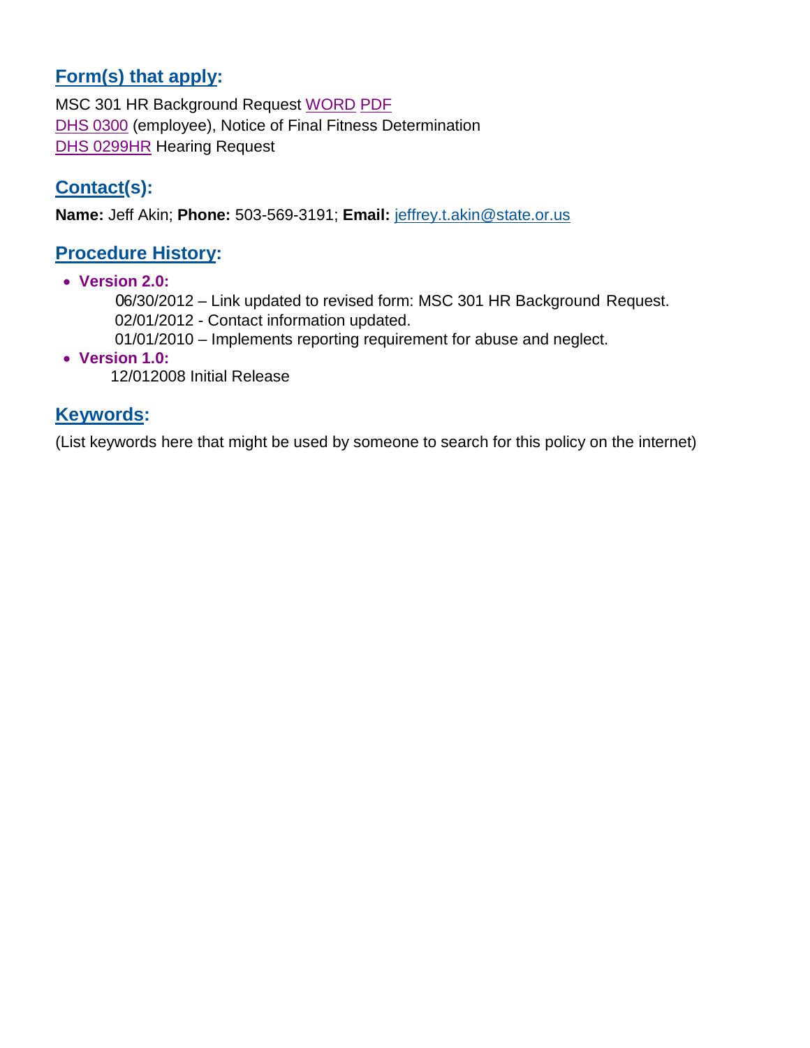## Form(s) that apply:

MSC 301 HR Background Request WORD PDF
DHS 0300 (employee), Notice of Final Fitness Determination
DHS 0299HR Hearing Request

## Contact(s):

**Name:** Jeff Akin; **Phone:** 503-569-3191; **Email:** jeffrey.t.akin@state.or.us

## Procedure History:

- **Version 2.0:**
  06/30/2012 – Link updated to revised form: MSC 301 HR Background Request.
  02/01/2012 - Contact information updated.
  01/01/2010 – Implements reporting requirement for abuse and neglect.
- **Version 1.0:**
  12/012008 Initial Release

## Keywords:

(List keywords here that might be used by someone to search for this policy on the internet)